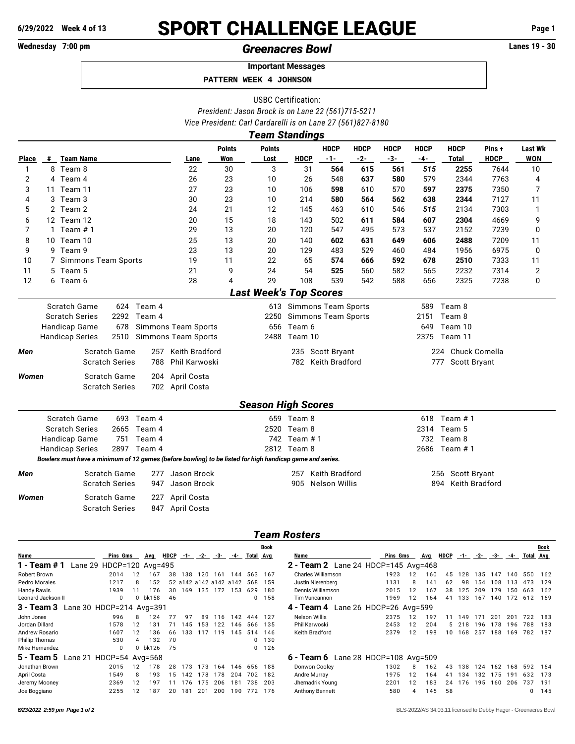# SPORT CHALLENGE LEAGUE

6/29/2022 Week 4 of 13

Wednesday 7:00 pm — *Greenacres Bowl* — Lanes 19 - 30

**Important Messages**

```
PATTERN WEEK 4 JOHNSON
```

USBC Certification:

*President: Jason Brock is on Lane 22 (561)715-5211*

*Vice President: Carl Cardarelli is on Lane 27 (561)827-8180*

## *Team Standings*

| Place | # | Team Name | Lane | Points Won | Points Lost | HDCP | HDCP -1- | HDCP -2- | HDCP -3- | HDCP -4- | HDCP Total | Pins + HDCP | Last Wk WON |
|---|---|---|---|---|---|---|---|---|---|---|---|---|---|
| 1 | 8 | Team 8 | 22 | 30 | 3 | 31 | **564** | **615** | **561** | *515* | **2255** | 7644 | 10 |
| 2 | 4 | Team 4 | 26 | 23 | 10 | 26 | 548 | **637** | **580** | 579 | 2344 | 7763 | 4 |
| 3 | 11 | Team 11 | 27 | 23 | 10 | 106 | **598** | 610 | 570 | **597** | **2375** | 7350 | 7 |
| 4 | 3 | Team 3 | 30 | 23 | 10 | 214 | **580** | **564** | **562** | **638** | **2344** | 7127 | 11 |
| 5 | 2 | Team 2 | 24 | 21 | 12 | 145 | 463 | 610 | 546 | *515* | 2134 | 7303 | 1 |
| 6 | 12 | Team 12 | 20 | 15 | 18 | 143 | 502 | **611** | **584** | **607** | **2304** | 4669 | 9 |
| 7 | 1 | Team # 1 | 29 | 13 | 20 | 120 | 547 | 495 | 573 | 537 | 2152 | 7239 | 0 |
| 8 | 10 | Team 10 | 25 | 13 | 20 | 140 | **602** | **631** | **649** | **606** | **2488** | 7209 | 11 |
| 9 | 9 | Team 9 | 23 | 13 | 20 | 129 | 483 | 529 | 460 | 484 | 1956 | 6975 | 0 |
| 10 | 7 | Simmons Team Sports | 19 | 11 | 22 | 65 | **574** | **666** | **592** | **678** | **2510** | 7333 | 11 |
| 11 | 5 | Team 5 | 21 | 9 | 24 | 54 | **525** | 560 | 582 | 565 | 2232 | 7314 | 2 |
| 12 | 6 | Team 6 | 28 | 4 | 29 | 108 | 539 | 542 | 588 | 656 | 2325 | 7238 | 0 |

## *Last Week's Top Scores*

| | | | | | | |
|---|---|---|---|---|---|---|
| Scratch Game | 624 | Team 4 | 613 | Simmons Team Sports | 589 | Team 8 |
| Scratch Series | 2292 | Team 4 | 2250 | Simmons Team Sports | 2151 | Team 8 |
| Handicap Game | 678 | Simmons Team Sports | 656 | Team 6 | 649 | Team 10 |
| Handicap Series | 2510 | Simmons Team Sports | 2488 | Team 10 | 2375 | Team 11 |

| | | | | | | | |
|---|---|---|---|---|---|---|---|
| ***Men*** | Scratch Game | 257 | Keith Bradford | 235 | Scott Bryant | 224 | Chuck Comella |
| | Scratch Series | 788 | Phil Karwoski | 782 | Keith Bradford | 777 | Scott Bryant |
| ***Women*** | Scratch Game | 204 | April Costa | | | | |
| | Scratch Series | 702 | April Costa | | | | |

## *Season High Scores*

| | | | | | | |
|---|---|---|---|---|---|---|
| Scratch Game | 693 | Team 4 | 659 | Team 8 | 618 | Team # 1 |
| Scratch Series | 2665 | Team 4 | 2520 | Team 8 | 2314 | Team 5 |
| Handicap Game | 751 | Team 4 | 742 | Team # 1 | 732 | Team 8 |
| Handicap Series | 2897 | Team 4 | 2812 | Team 8 | 2686 | Team # 1 |

*Bowlers must have a minimum of 12 games (before bowling) to be listed for high handicap game and series.*

| | | | | | | | |
|---|---|---|---|---|---|---|---|
| ***Men*** | Scratch Game | 277 | Jason Brock | 257 | Keith Bradford | 256 | Scott Bryant |
| | Scratch Series | 947 | Jason Brock | 905 | Nelson Willis | 894 | Keith Bradford |
| ***Women*** | Scratch Game | 227 | April Costa | | | | |
| | Scratch Series | 847 | April Costa | | | | |

## *Team Rosters*

**1 - Team # 1** Lane 29 HDCP=120 Avg=495

| Name | Pins | Gms | Avg | HDCP | -1- | -2- | -3- | -4- | Total | Book Avg |
|---|---|---|---|---|---|---|---|---|---|---|
| Robert Brown | 2014 | 12 | 167 | 38 | 138 | 120 | 161 | 144 | 563 | 167 |
| Pedro Morales | 1217 | 8 | 152 | 52 | a142 | a142 | a142 | a142 | 568 | 159 |
| Handy Rawls | 1939 | 11 | 176 | 30 | 169 | 135 | 172 | 153 | 629 | 180 |
| Leonard Jackson II | 0 | 0 | bk158 | 46 | | | | | 0 | 158 |

**2 - Team 2** Lane 24 HDCP=145 Avg=468

| Name | Pins | Gms | Avg | HDCP | -1- | -2- | -3- | -4- | Total | Book Avg |
|---|---|---|---|---|---|---|---|---|---|---|
| Charles Williamson | 1923 | 12 | 160 | 45 | 128 | 135 | 147 | 140 | 550 | 162 |
| Justin Nierenberg | 1131 | 8 | 141 | 62 | 98 | 154 | 108 | 113 | 473 | 129 |
| Dennis Williamson | 2015 | 12 | 167 | 38 | 125 | 209 | 179 | 150 | 663 | 162 |
| Tim Vuncannon | 1969 | 12 | 164 | 41 | 133 | 167 | 140 | 172 | 612 | 169 |

**3 - Team 3** Lane 30 HDCP=214 Avg=391

| Name | Pins | Gms | Avg | HDCP | -1- | -2- | -3- | -4- | Total | Book Avg |
|---|---|---|---|---|---|---|---|---|---|---|
| John Jones | 996 | 8 | 124 | 77 | 97 | 89 | 116 | 142 | 444 | 127 |
| Jordan Dillard | 1578 | 12 | 131 | 71 | 145 | 153 | 122 | 146 | 566 | 135 |
| Andrew Rosario | 1607 | 12 | 136 | 66 | 133 | 117 | 119 | 145 | 514 | 146 |
| Phillip Thomas | 530 | 4 | 132 | 70 | | | | | 0 | 130 |
| Mike Hernandez | 0 | 0 | bk126 | 75 | | | | | 0 | 126 |

**4 - Team 4** Lane 26 HDCP=26 Avg=599

| Name | Pins | Gms | Avg | HDCP | -1- | -2- | -3- | -4- | Total | Book Avg |
|---|---|---|---|---|---|---|---|---|---|---|
| Nelson Willis | 2375 | 12 | 197 | 11 | 149 | 171 | 201 | 201 | 722 | 183 |
| Phil Karwoski | 2453 | 12 | 204 | 5 | 218 | 196 | 178 | 196 | 788 | 183 |
| Keith Bradford | 2379 | 12 | 198 | 10 | 168 | 257 | 188 | 169 | 782 | 187 |

**5 - Team 5** Lane 21 HDCP=54 Avg=568

| Name | Pins | Gms | Avg | HDCP | -1- | -2- | -3- | -4- | Total | Book Avg |
|---|---|---|---|---|---|---|---|---|---|---|
| Jonathan Brown | 2015 | 12 | 178 | 28 | 173 | 173 | 164 | 146 | 656 | 188 |
| April Costa | 1549 | 8 | 193 | 15 | 142 | 178 | 178 | 204 | 702 | 182 |
| Jeremy Mooney | 2369 | 12 | 197 | 11 | 176 | 175 | 206 | 181 | 738 | 203 |
| Joe Boggiano | 2255 | 12 | 187 | 20 | 181 | 201 | 200 | 190 | 772 | 176 |

**6 - Team 6** Lane 28 HDCP=108 Avg=509

| Name | Pins | Gms | Avg | HDCP | -1- | -2- | -3- | -4- | Total | Book Avg |
|---|---|---|---|---|---|---|---|---|---|---|
| Donwon Cooley | 1302 | 8 | 162 | 43 | 138 | 124 | 162 | 168 | 592 | 164 |
| Andre Murray | 1975 | 12 | 164 | 41 | 134 | 132 | 175 | 191 | 632 | 173 |
| Jhernadrik Young | 2201 | 12 | 183 | 24 | 176 | 195 | 160 | 206 | 737 | 191 |
| Anthony Bennett | 580 | 4 | 145 | 58 | | | | | 0 | 145 |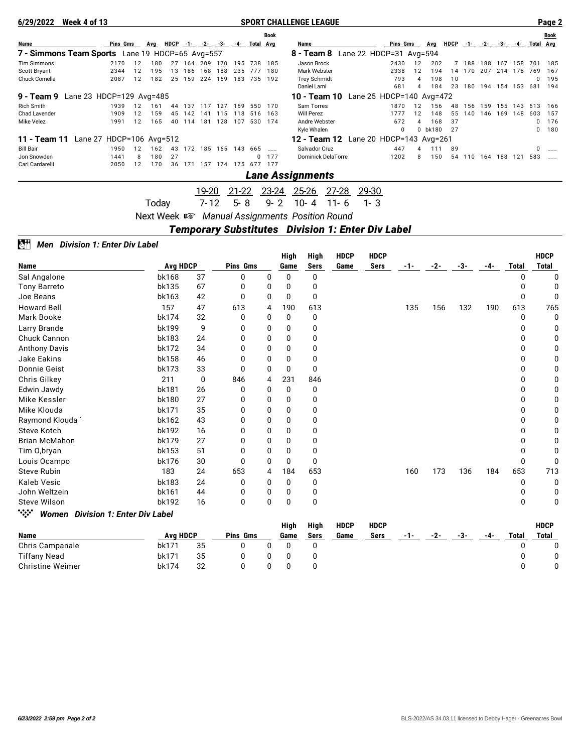6/29/2022 Week 4 of 13 — SPORT CHALLENGE LEAGUE

## 7 - Simmons Team Sports Lane 19 HDCP=65 Avg=557

| Name | Pins | Gms | Avg | HDCP | -1- | -2- | -3- | -4- | Total | Book Avg |
|---|---|---|---|---|---|---|---|---|---|---|
| Tim Simmons | 2170 | 12 | 180 | 27 | 164 | 209 | 170 | 195 | 738 | 185 |
| Scott Bryant | 2344 | 12 | 195 | 13 | 186 | 168 | 188 | 235 | 777 | 180 |
| Chuck Comella | 2087 | 12 | 182 | 25 | 159 | 224 | 169 | 183 | 735 | 192 |

## 8 - Team 8 Lane 22 HDCP=31 Avg=594

| Name | Pins | Gms | Avg | HDCP | -1- | -2- | -3- | -4- | Total | Book Avg |
|---|---|---|---|---|---|---|---|---|---|---|
| Jason Brock | 2430 | 12 | 202 | 7 | 188 | 188 | 167 | 158 | 701 | 185 |
| Mark Webster | 2338 | 12 | 194 | 14 | 170 | 207 | 214 | 178 | 769 | 167 |
| Trey Schmidt | 793 | 4 | 198 | 10 | | | | | 0 | 195 |
| Daniel Lami | 681 | 4 | 184 | 23 | 180 | 194 | 154 | 153 | 681 | 194 |

## 9 - Team 9 Lane 23 HDCP=129 Avg=485

| Name | Pins | Gms | Avg | HDCP | -1- | -2- | -3- | -4- | Total | Book Avg |
|---|---|---|---|---|---|---|---|---|---|---|
| Rich Smith | 1939 | 12 | 161 | 44 | 137 | 117 | 127 | 169 | 550 | 170 |
| Chad Lavender | 1909 | 12 | 159 | 45 | 142 | 141 | 115 | 118 | 516 | 163 |
| Mike Velez | 1991 | 12 | 165 | 40 | 114 | 181 | 128 | 107 | 530 | 174 |

## 10 - Team 10 Lane 25 HDCP=140 Avg=472

| Name | Pins | Gms | Avg | HDCP | -1- | -2- | -3- | -4- | Total | Book Avg |
|---|---|---|---|---|---|---|---|---|---|---|
| Sam Torres | 1870 | 12 | 156 | 48 | 156 | 159 | 155 | 143 | 613 | 166 |
| Will Perez | 1777 | 12 | 148 | 55 | 140 | 146 | 169 | 148 | 603 | 157 |
| Andre Webster | 672 | 4 | 168 | 37 | | | | | 0 | 176 |
| Kyle Whalen | 0 | 0 | bk180 | 27 | | | | | 0 | 180 |

## 11 - Team 11 Lane 27 HDCP=106 Avg=512

| Name | Pins | Gms | Avg | HDCP | -1- | -2- | -3- | -4- | Total | Book Avg |
|---|---|---|---|---|---|---|---|---|---|---|
| Bill Bair | 1950 | 12 | 162 | 43 | 172 | 185 | 165 | 143 | 665 | ___ |
| Jon Snowden | 1441 | 8 | 180 | 27 | | | | | 0 | 177 |
| Carl Cardarelli | 2050 | 12 | 170 | 36 | 171 | 157 | 174 | 175 | 677 | 177 |

## 12 - Team 12 Lane 20 HDCP=143 Avg=261

| Name | Pins | Gms | Avg | HDCP | -1- | -2- | -3- | -4- | Total | Book Avg |
|---|---|---|---|---|---|---|---|---|---|---|
| Salvador Cruz | 447 | 4 | 111 | 89 | | | | | 0 | ___ |
| Dominick DelaTorre | 1202 | 8 | 150 | 54 | 110 | 164 | 188 | 121 | 583 | ___ |

## Lane Assignments

| | 19-20 | 21-22 | 23-24 | 25-26 | 27-28 | 29-30 |
|---|---|---|---|---|---|---|
| Today | 7-12 | 5-8 | 9-2 | 10-4 | 11-6 | 1-3 |

Next Week ☞ *Manual Assignments Position Round*

## Temporary Substitutes Division 1: Enter Div Label

### Men Division 1: Enter Div Label

| Name | Avg | HDCP | Pins | Gms | High Game | High Sers | HDCP Game | HDCP Sers | -1- | -2- | -3- | -4- | Total | HDCP Total |
|---|---|---|---|---|---|---|---|---|---|---|---|---|---|---|
| Sal Angalone | bk168 | 37 | 0 | 0 | 0 | 0 | | | | | | | 0 | 0 |
| Tony Barreto | bk135 | 67 | 0 | 0 | 0 | 0 | | | | | | | 0 | 0 |
| Joe Beans | bk163 | 42 | 0 | 0 | 0 | 0 | | | | | | | 0 | 0 |
| Howard Bell | 157 | 47 | 613 | 4 | 190 | 613 | | | 135 | 156 | 132 | 190 | 613 | 765 |
| Mark Booke | bk174 | 32 | 0 | 0 | 0 | 0 | | | | | | | 0 | 0 |
| Larry Brande | bk199 | 9 | 0 | 0 | 0 | 0 | | | | | | | 0 | 0 |
| Chuck Cannon | bk183 | 24 | 0 | 0 | 0 | 0 | | | | | | | 0 | 0 |
| Anthony Davis | bk172 | 34 | 0 | 0 | 0 | 0 | | | | | | | 0 | 0 |
| Jake Eakins | bk158 | 46 | 0 | 0 | 0 | 0 | | | | | | | 0 | 0 |
| Donnie Geist | bk173 | 33 | 0 | 0 | 0 | 0 | | | | | | | 0 | 0 |
| Chris Gilkey | 211 | 0 | 846 | 4 | 231 | 846 | | | | | | | 0 | 0 |
| Edwin Jawdy | bk181 | 26 | 0 | 0 | 0 | 0 | | | | | | | 0 | 0 |
| Mike Kessler | bk180 | 27 | 0 | 0 | 0 | 0 | | | | | | | 0 | 0 |
| Mike Klouda | bk171 | 35 | 0 | 0 | 0 | 0 | | | | | | | 0 | 0 |
| Raymond Klouda ` | bk162 | 43 | 0 | 0 | 0 | 0 | | | | | | | 0 | 0 |
| Steve Kotch | bk192 | 16 | 0 | 0 | 0 | 0 | | | | | | | 0 | 0 |
| Brian McMahon | bk179 | 27 | 0 | 0 | 0 | 0 | | | | | | | 0 | 0 |
| Tim O,bryan | bk153 | 51 | 0 | 0 | 0 | 0 | | | | | | | 0 | 0 |
| Louis Ocampo | bk176 | 30 | 0 | 0 | 0 | 0 | | | | | | | 0 | 0 |
| Steve Rubin | 183 | 24 | 653 | 4 | 184 | 653 | | | 160 | 173 | 136 | 184 | 653 | 713 |
| Kaleb Vesic | bk183 | 24 | 0 | 0 | 0 | 0 | | | | | | | 0 | 0 |
| John Weltzein | bk161 | 44 | 0 | 0 | 0 | 0 | | | | | | | 0 | 0 |
| Steve Wilson | bk192 | 16 | 0 | 0 | 0 | 0 | | | | | | | 0 | 0 |

### Women Division 1: Enter Div Label

| Name | Avg | HDCP | Pins | Gms | High Game | High Sers | HDCP Game | HDCP Sers | -1- | -2- | -3- | -4- | Total | HDCP Total |
|---|---|---|---|---|---|---|---|---|---|---|---|---|---|---|
| Chris Campanale | bk171 | 35 | 0 | 0 | 0 | 0 | | | | | | | 0 | 0 |
| Tiffany Nead | bk171 | 35 | 0 | 0 | 0 | 0 | | | | | | | 0 | 0 |
| Christine Weimer | bk174 | 32 | 0 | 0 | 0 | 0 | | | | | | | 0 | 0 |

6/23/2022 2:59 pm

BLS-2022/AS 34.03.11 licensed to Debby Hager - Greenacres Bowl